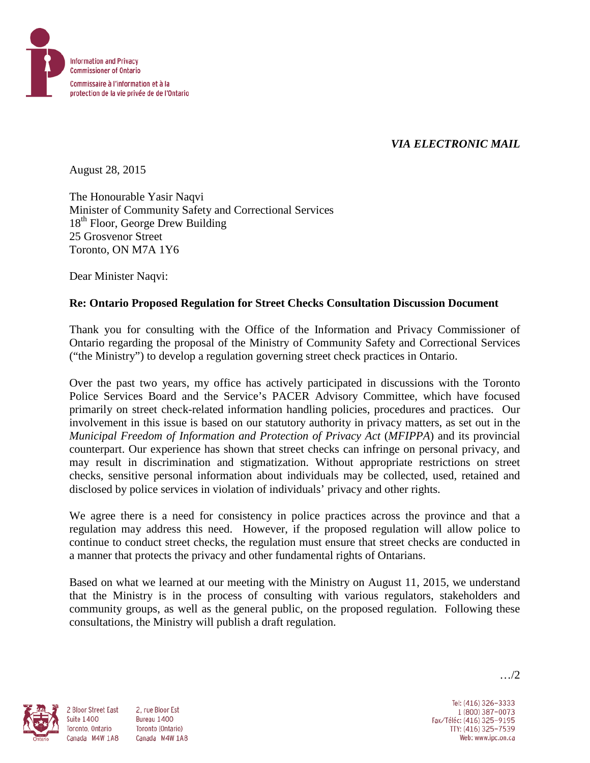Information and Privacy Commissioner of Ontario

Commissaire à l'information et à la protection de la vie privée de de l'Ontario

*VIA ELECTRONIC MAIL*

August 28, 2015

The Honourable Yasir Naqvi
Minister of Community Safety and Correctional Services
18th Floor, George Drew Building
25 Grosvenor Street
Toronto, ON M7A 1Y6

Dear Minister Naqvi:

**Re: Ontario Proposed Regulation for Street Checks Consultation Discussion Document**

Thank you for consulting with the Office of the Information and Privacy Commissioner of Ontario regarding the proposal of the Ministry of Community Safety and Correctional Services ("the Ministry") to develop a regulation governing street check practices in Ontario.

Over the past two years, my office has actively participated in discussions with the Toronto Police Services Board and the Service's PACER Advisory Committee, which have focused primarily on street check-related information handling policies, procedures and practices. Our involvement in this issue is based on our statutory authority in privacy matters, as set out in the *Municipal Freedom of Information and Protection of Privacy Act* (*MFIPPA*) and its provincial counterpart. Our experience has shown that street checks can infringe on personal privacy, and may result in discrimination and stigmatization. Without appropriate restrictions on street checks, sensitive personal information about individuals may be collected, used, retained and disclosed by police services in violation of individuals' privacy and other rights.

We agree there is a need for consistency in police practices across the province and that a regulation may address this need. However, if the proposed regulation will allow police to continue to conduct street checks, the regulation must ensure that street checks are conducted in a manner that protects the privacy and other fundamental rights of Ontarians.

Based on what we learned at our meeting with the Ministry on August 11, 2015, we understand that the Ministry is in the process of consulting with various regulators, stakeholders and community groups, as well as the general public, on the proposed regulation. Following these consultations, the Ministry will publish a draft regulation.

…/2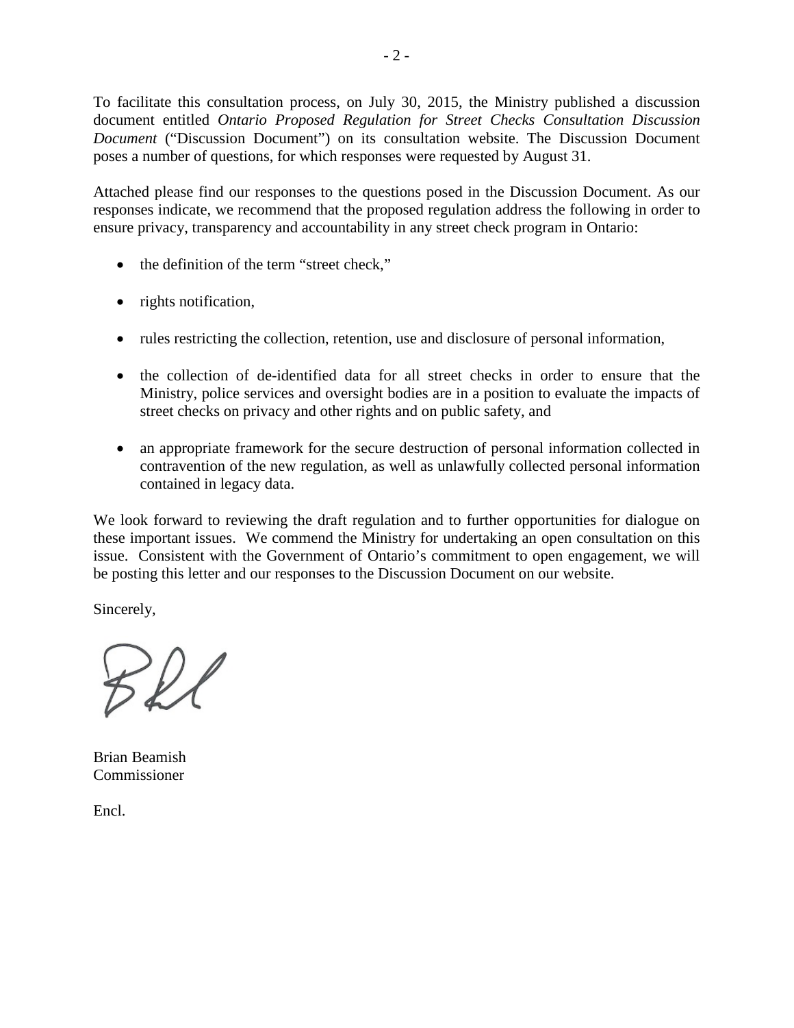To facilitate this consultation process, on July 30, 2015, the Ministry published a discussion document entitled *Ontario Proposed Regulation for Street Checks Consultation Discussion Document* ("Discussion Document") on its consultation website. The Discussion Document poses a number of questions, for which responses were requested by August 31.

Attached please find our responses to the questions posed in the Discussion Document. As our responses indicate, we recommend that the proposed regulation address the following in order to ensure privacy, transparency and accountability in any street check program in Ontario:

- the definition of the term "street check,"
- rights notification,
- rules restricting the collection, retention, use and disclosure of personal information,
- the collection of de-identified data for all street checks in order to ensure that the Ministry, police services and oversight bodies are in a position to evaluate the impacts of street checks on privacy and other rights and on public safety, and
- an appropriate framework for the secure destruction of personal information collected in contravention of the new regulation, as well as unlawfully collected personal information contained in legacy data.

We look forward to reviewing the draft regulation and to further opportunities for dialogue on these important issues. We commend the Ministry for undertaking an open consultation on this issue. Consistent with the Government of Ontario's commitment to open engagement, we will be posting this letter and our responses to the Discussion Document on our website.

Sincerely,

Brian Beamish
Commissioner

Encl.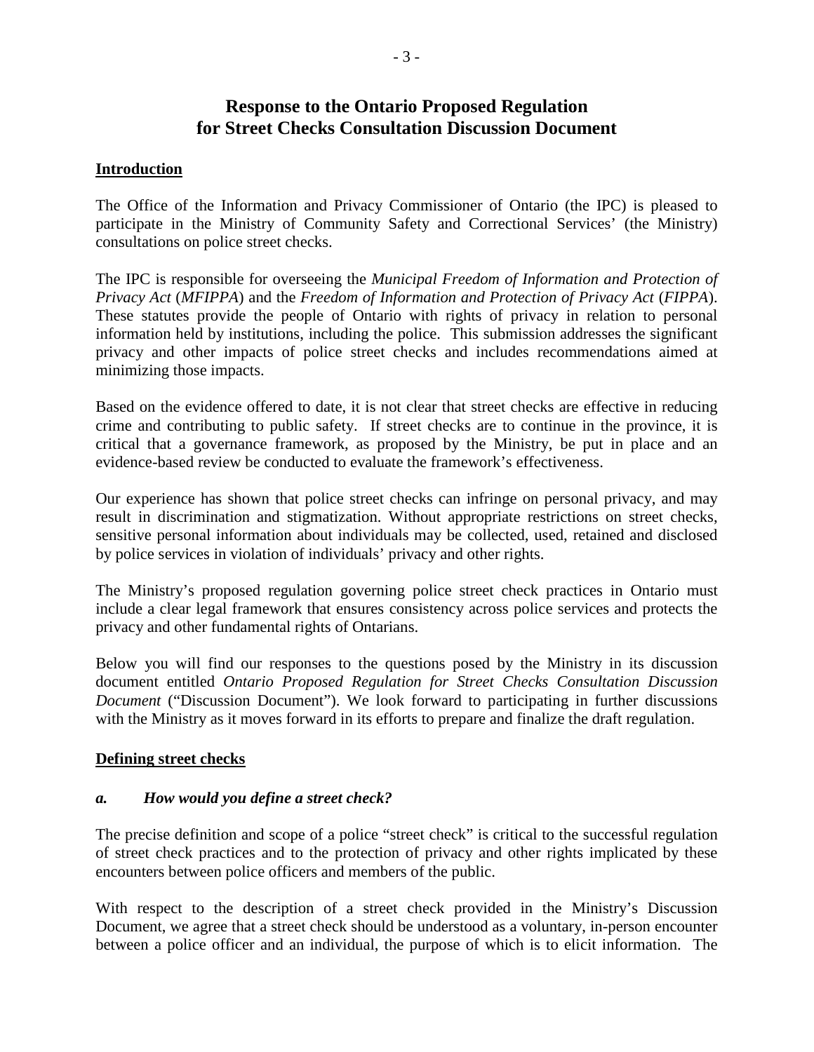# Response to the Ontario Proposed Regulation for Street Checks Consultation Discussion Document

## Introduction

The Office of the Information and Privacy Commissioner of Ontario (the IPC) is pleased to participate in the Ministry of Community Safety and Correctional Services' (the Ministry) consultations on police street checks.

The IPC is responsible for overseeing the *Municipal Freedom of Information and Protection of Privacy Act* (*MFIPPA*) and the *Freedom of Information and Protection of Privacy Act* (*FIPPA*). These statutes provide the people of Ontario with rights of privacy in relation to personal information held by institutions, including the police. This submission addresses the significant privacy and other impacts of police street checks and includes recommendations aimed at minimizing those impacts.

Based on the evidence offered to date, it is not clear that street checks are effective in reducing crime and contributing to public safety. If street checks are to continue in the province, it is critical that a governance framework, as proposed by the Ministry, be put in place and an evidence-based review be conducted to evaluate the framework's effectiveness.

Our experience has shown that police street checks can infringe on personal privacy, and may result in discrimination and stigmatization. Without appropriate restrictions on street checks, sensitive personal information about individuals may be collected, used, retained and disclosed by police services in violation of individuals' privacy and other rights.

The Ministry's proposed regulation governing police street check practices in Ontario must include a clear legal framework that ensures consistency across police services and protects the privacy and other fundamental rights of Ontarians.

Below you will find our responses to the questions posed by the Ministry in its discussion document entitled *Ontario Proposed Regulation for Street Checks Consultation Discussion Document* ("Discussion Document"). We look forward to participating in further discussions with the Ministry as it moves forward in its efforts to prepare and finalize the draft regulation.

## Defining street checks

### *a. How would you define a street check?*

The precise definition and scope of a police "street check" is critical to the successful regulation of street check practices and to the protection of privacy and other rights implicated by these encounters between police officers and members of the public.

With respect to the description of a street check provided in the Ministry's Discussion Document, we agree that a street check should be understood as a voluntary, in-person encounter between a police officer and an individual, the purpose of which is to elicit information. The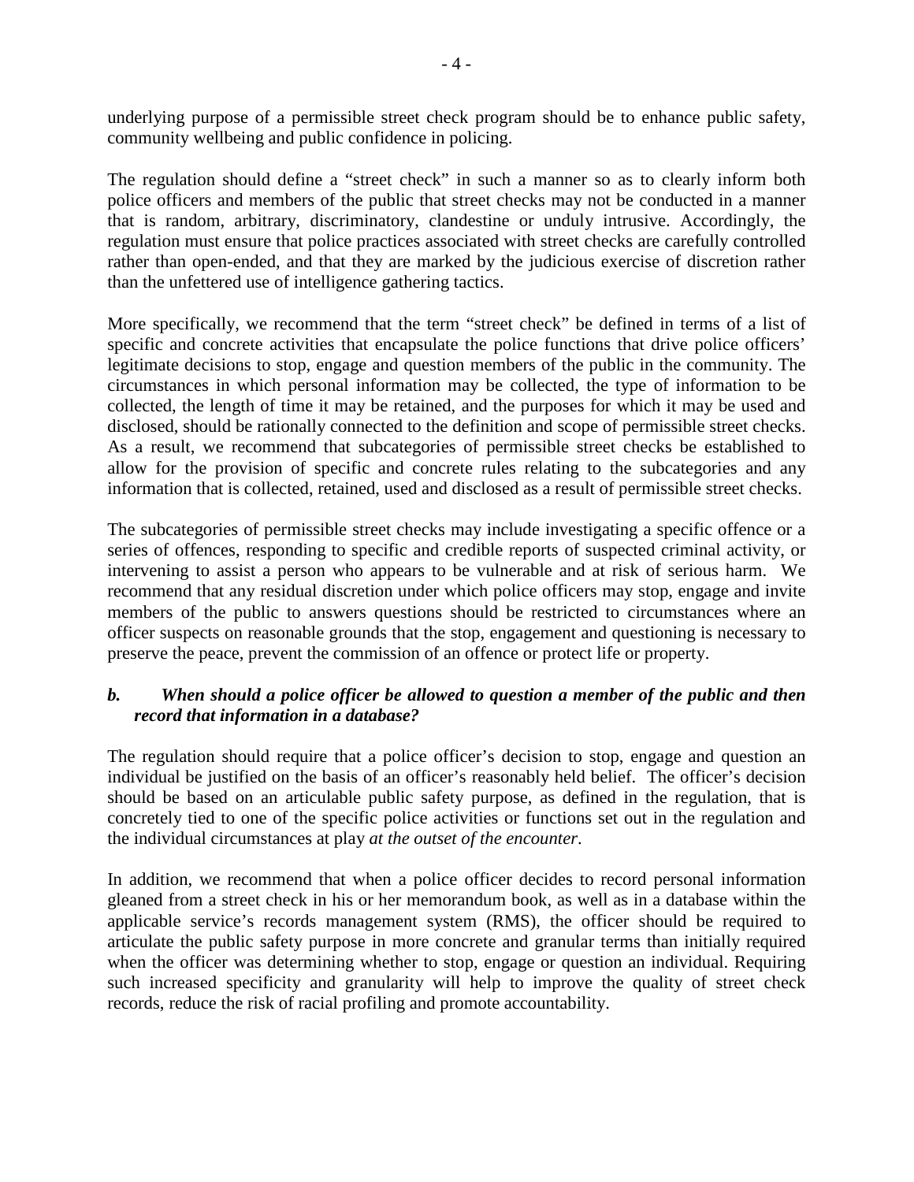underlying purpose of a permissible street check program should be to enhance public safety, community wellbeing and public confidence in policing.

The regulation should define a "street check" in such a manner so as to clearly inform both police officers and members of the public that street checks may not be conducted in a manner that is random, arbitrary, discriminatory, clandestine or unduly intrusive. Accordingly, the regulation must ensure that police practices associated with street checks are carefully controlled rather than open-ended, and that they are marked by the judicious exercise of discretion rather than the unfettered use of intelligence gathering tactics.

More specifically, we recommend that the term "street check" be defined in terms of a list of specific and concrete activities that encapsulate the police functions that drive police officers' legitimate decisions to stop, engage and question members of the public in the community. The circumstances in which personal information may be collected, the type of information to be collected, the length of time it may be retained, and the purposes for which it may be used and disclosed, should be rationally connected to the definition and scope of permissible street checks. As a result, we recommend that subcategories of permissible street checks be established to allow for the provision of specific and concrete rules relating to the subcategories and any information that is collected, retained, used and disclosed as a result of permissible street checks.

The subcategories of permissible street checks may include investigating a specific offence or a series of offences, responding to specific and credible reports of suspected criminal activity, or intervening to assist a person who appears to be vulnerable and at risk of serious harm. We recommend that any residual discretion under which police officers may stop, engage and invite members of the public to answers questions should be restricted to circumstances where an officer suspects on reasonable grounds that the stop, engagement and questioning is necessary to preserve the peace, prevent the commission of an offence or protect life or property.

### *b. When should a police officer be allowed to question a member of the public and then record that information in a database?*

The regulation should require that a police officer's decision to stop, engage and question an individual be justified on the basis of an officer's reasonably held belief. The officer's decision should be based on an articulable public safety purpose, as defined in the regulation, that is concretely tied to one of the specific police activities or functions set out in the regulation and the individual circumstances at play *at the outset of the encounter*.

In addition, we recommend that when a police officer decides to record personal information gleaned from a street check in his or her memorandum book, as well as in a database within the applicable service's records management system (RMS), the officer should be required to articulate the public safety purpose in more concrete and granular terms than initially required when the officer was determining whether to stop, engage or question an individual. Requiring such increased specificity and granularity will help to improve the quality of street check records, reduce the risk of racial profiling and promote accountability.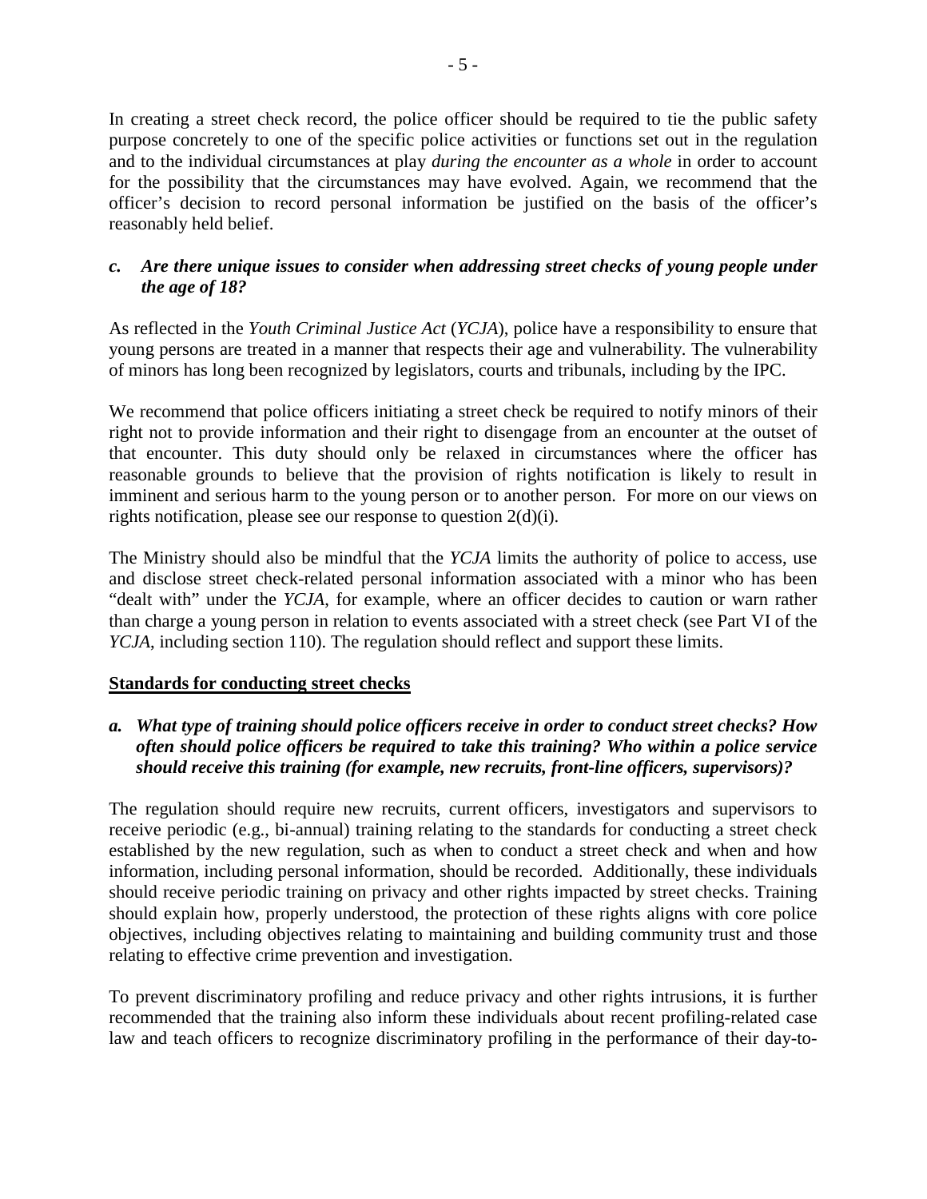In creating a street check record, the police officer should be required to tie the public safety purpose concretely to one of the specific police activities or functions set out in the regulation and to the individual circumstances at play *during the encounter as a whole* in order to account for the possibility that the circumstances may have evolved. Again, we recommend that the officer's decision to record personal information be justified on the basis of the officer's reasonably held belief.

### *c. Are there unique issues to consider when addressing street checks of young people under the age of 18?*

As reflected in the *Youth Criminal Justice Act* (*YCJA*), police have a responsibility to ensure that young persons are treated in a manner that respects their age and vulnerability. The vulnerability of minors has long been recognized by legislators, courts and tribunals, including by the IPC.

We recommend that police officers initiating a street check be required to notify minors of their right not to provide information and their right to disengage from an encounter at the outset of that encounter. This duty should only be relaxed in circumstances where the officer has reasonable grounds to believe that the provision of rights notification is likely to result in imminent and serious harm to the young person or to another person. For more on our views on rights notification, please see our response to question 2(d)(i).

The Ministry should also be mindful that the *YCJA* limits the authority of police to access, use and disclose street check-related personal information associated with a minor who has been "dealt with" under the *YCJA*, for example, where an officer decides to caution or warn rather than charge a young person in relation to events associated with a street check (see Part VI of the *YCJA*, including section 110). The regulation should reflect and support these limits.

## <u>Standards for conducting street checks</u>

### *a. What type of training should police officers receive in order to conduct street checks? How often should police officers be required to take this training? Who within a police service should receive this training (for example, new recruits, front-line officers, supervisors)?*

The regulation should require new recruits, current officers, investigators and supervisors to receive periodic (e.g., bi-annual) training relating to the standards for conducting a street check established by the new regulation, such as when to conduct a street check and when and how information, including personal information, should be recorded. Additionally, these individuals should receive periodic training on privacy and other rights impacted by street checks. Training should explain how, properly understood, the protection of these rights aligns with core police objectives, including objectives relating to maintaining and building community trust and those relating to effective crime prevention and investigation.

To prevent discriminatory profiling and reduce privacy and other rights intrusions, it is further recommended that the training also inform these individuals about recent profiling-related case law and teach officers to recognize discriminatory profiling in the performance of their day-to-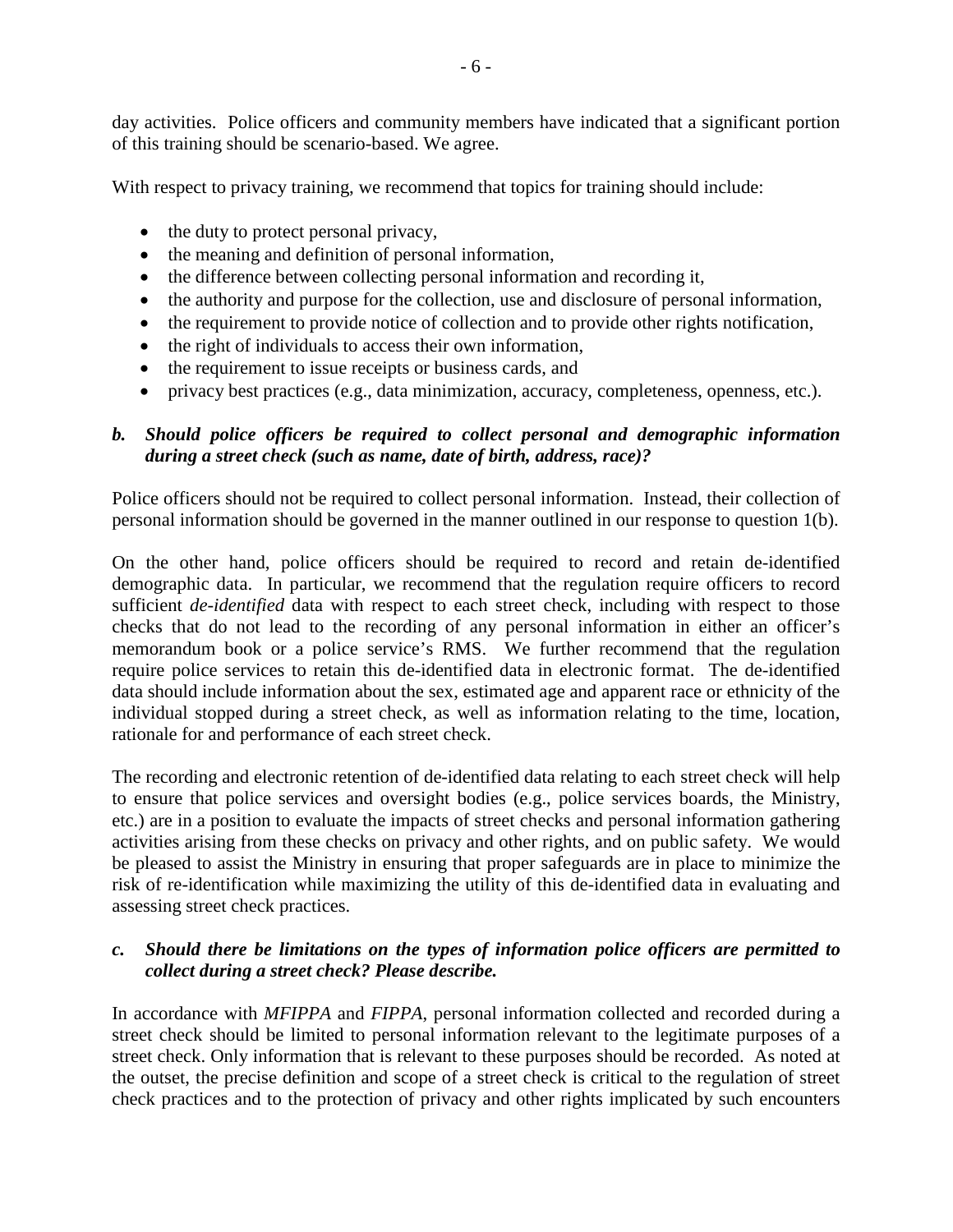day activities. Police officers and community members have indicated that a significant portion of this training should be scenario-based. We agree.

With respect to privacy training, we recommend that topics for training should include:

- the duty to protect personal privacy,
- the meaning and definition of personal information,
- the difference between collecting personal information and recording it,
- the authority and purpose for the collection, use and disclosure of personal information,
- the requirement to provide notice of collection and to provide other rights notification,
- the right of individuals to access their own information,
- the requirement to issue receipts or business cards, and
- privacy best practices (e.g., data minimization, accuracy, completeness, openness, etc.).

***b. Should police officers be required to collect personal and demographic information during a street check (such as name, date of birth, address, race)?***

Police officers should not be required to collect personal information. Instead, their collection of personal information should be governed in the manner outlined in our response to question 1(b).

On the other hand, police officers should be required to record and retain de-identified demographic data. In particular, we recommend that the regulation require officers to record sufficient *de-identified* data with respect to each street check, including with respect to those checks that do not lead to the recording of any personal information in either an officer's memorandum book or a police service's RMS. We further recommend that the regulation require police services to retain this de-identified data in electronic format. The de-identified data should include information about the sex, estimated age and apparent race or ethnicity of the individual stopped during a street check, as well as information relating to the time, location, rationale for and performance of each street check.

The recording and electronic retention of de-identified data relating to each street check will help to ensure that police services and oversight bodies (e.g., police services boards, the Ministry, etc.) are in a position to evaluate the impacts of street checks and personal information gathering activities arising from these checks on privacy and other rights, and on public safety. We would be pleased to assist the Ministry in ensuring that proper safeguards are in place to minimize the risk of re-identification while maximizing the utility of this de-identified data in evaluating and assessing street check practices.

***c. Should there be limitations on the types of information police officers are permitted to collect during a street check? Please describe.***

In accordance with *MFIPPA* and *FIPPA*, personal information collected and recorded during a street check should be limited to personal information relevant to the legitimate purposes of a street check. Only information that is relevant to these purposes should be recorded. As noted at the outset, the precise definition and scope of a street check is critical to the regulation of street check practices and to the protection of privacy and other rights implicated by such encounters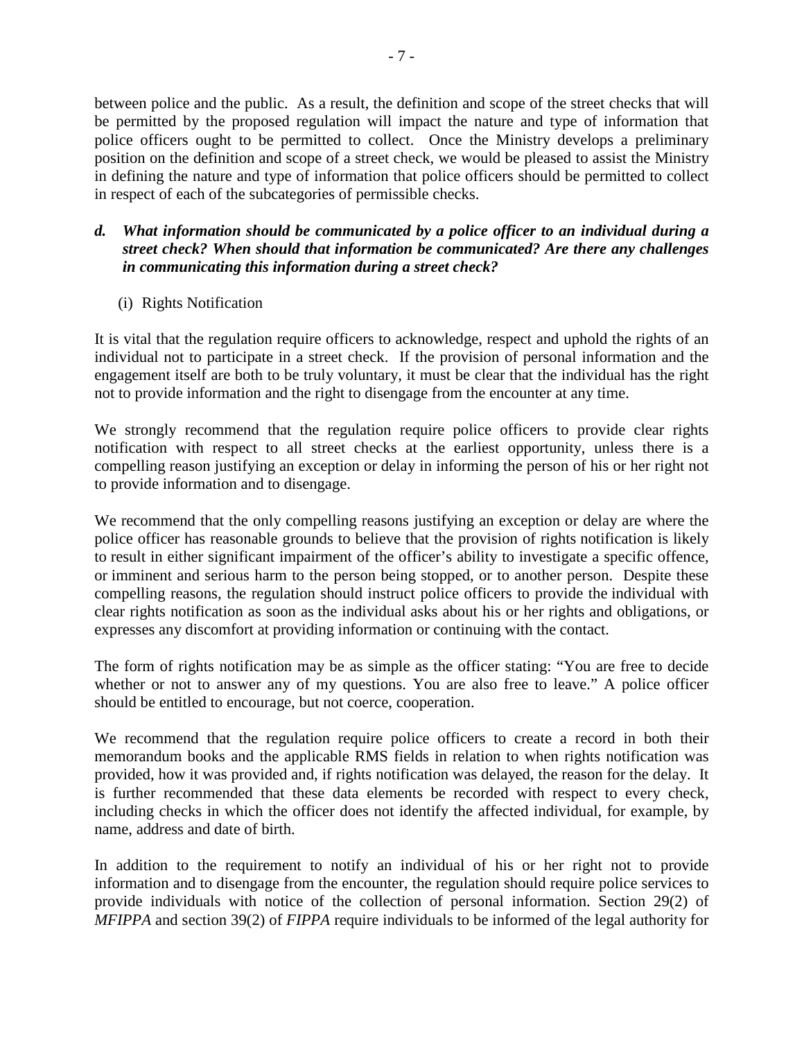between police and the public. As a result, the definition and scope of the street checks that will be permitted by the proposed regulation will impact the nature and type of information that police officers ought to be permitted to collect. Once the Ministry develops a preliminary position on the definition and scope of a street check, we would be pleased to assist the Ministry in defining the nature and type of information that police officers should be permitted to collect in respect of each of the subcategories of permissible checks.

### *d. What information should be communicated by a police officer to an individual during a street check? When should that information be communicated? Are there any challenges in communicating this information during a street check?*

(i) Rights Notification

It is vital that the regulation require officers to acknowledge, respect and uphold the rights of an individual not to participate in a street check. If the provision of personal information and the engagement itself are both to be truly voluntary, it must be clear that the individual has the right not to provide information and the right to disengage from the encounter at any time.

We strongly recommend that the regulation require police officers to provide clear rights notification with respect to all street checks at the earliest opportunity, unless there is a compelling reason justifying an exception or delay in informing the person of his or her right not to provide information and to disengage.

We recommend that the only compelling reasons justifying an exception or delay are where the police officer has reasonable grounds to believe that the provision of rights notification is likely to result in either significant impairment of the officer's ability to investigate a specific offence, or imminent and serious harm to the person being stopped, or to another person. Despite these compelling reasons, the regulation should instruct police officers to provide the individual with clear rights notification as soon as the individual asks about his or her rights and obligations, or expresses any discomfort at providing information or continuing with the contact.

The form of rights notification may be as simple as the officer stating: "You are free to decide whether or not to answer any of my questions. You are also free to leave." A police officer should be entitled to encourage, but not coerce, cooperation.

We recommend that the regulation require police officers to create a record in both their memorandum books and the applicable RMS fields in relation to when rights notification was provided, how it was provided and, if rights notification was delayed, the reason for the delay. It is further recommended that these data elements be recorded with respect to every check, including checks in which the officer does not identify the affected individual, for example, by name, address and date of birth.

In addition to the requirement to notify an individual of his or her right not to provide information and to disengage from the encounter, the regulation should require police services to provide individuals with notice of the collection of personal information. Section 29(2) of *MFIPPA* and section 39(2) of *FIPPA* require individuals to be informed of the legal authority for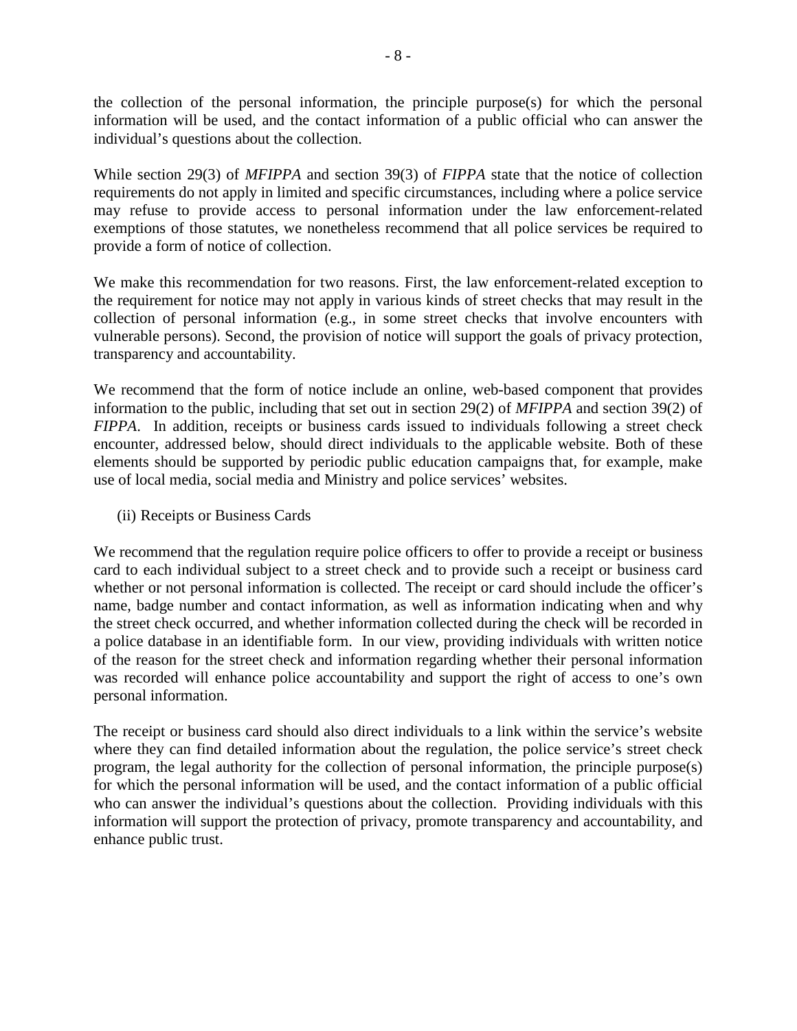the collection of the personal information, the principle purpose(s) for which the personal information will be used, and the contact information of a public official who can answer the individual's questions about the collection.

While section 29(3) of *MFIPPA* and section 39(3) of *FIPPA* state that the notice of collection requirements do not apply in limited and specific circumstances, including where a police service may refuse to provide access to personal information under the law enforcement-related exemptions of those statutes, we nonetheless recommend that all police services be required to provide a form of notice of collection.

We make this recommendation for two reasons. First, the law enforcement-related exception to the requirement for notice may not apply in various kinds of street checks that may result in the collection of personal information (e.g., in some street checks that involve encounters with vulnerable persons). Second, the provision of notice will support the goals of privacy protection, transparency and accountability.

We recommend that the form of notice include an online, web-based component that provides information to the public, including that set out in section 29(2) of *MFIPPA* and section 39(2) of *FIPPA*. In addition, receipts or business cards issued to individuals following a street check encounter, addressed below, should direct individuals to the applicable website. Both of these elements should be supported by periodic public education campaigns that, for example, make use of local media, social media and Ministry and police services' websites.

(ii) Receipts or Business Cards

We recommend that the regulation require police officers to offer to provide a receipt or business card to each individual subject to a street check and to provide such a receipt or business card whether or not personal information is collected. The receipt or card should include the officer's name, badge number and contact information, as well as information indicating when and why the street check occurred, and whether information collected during the check will be recorded in a police database in an identifiable form. In our view, providing individuals with written notice of the reason for the street check and information regarding whether their personal information was recorded will enhance police accountability and support the right of access to one's own personal information.

The receipt or business card should also direct individuals to a link within the service's website where they can find detailed information about the regulation, the police service's street check program, the legal authority for the collection of personal information, the principle purpose(s) for which the personal information will be used, and the contact information of a public official who can answer the individual's questions about the collection. Providing individuals with this information will support the protection of privacy, promote transparency and accountability, and enhance public trust.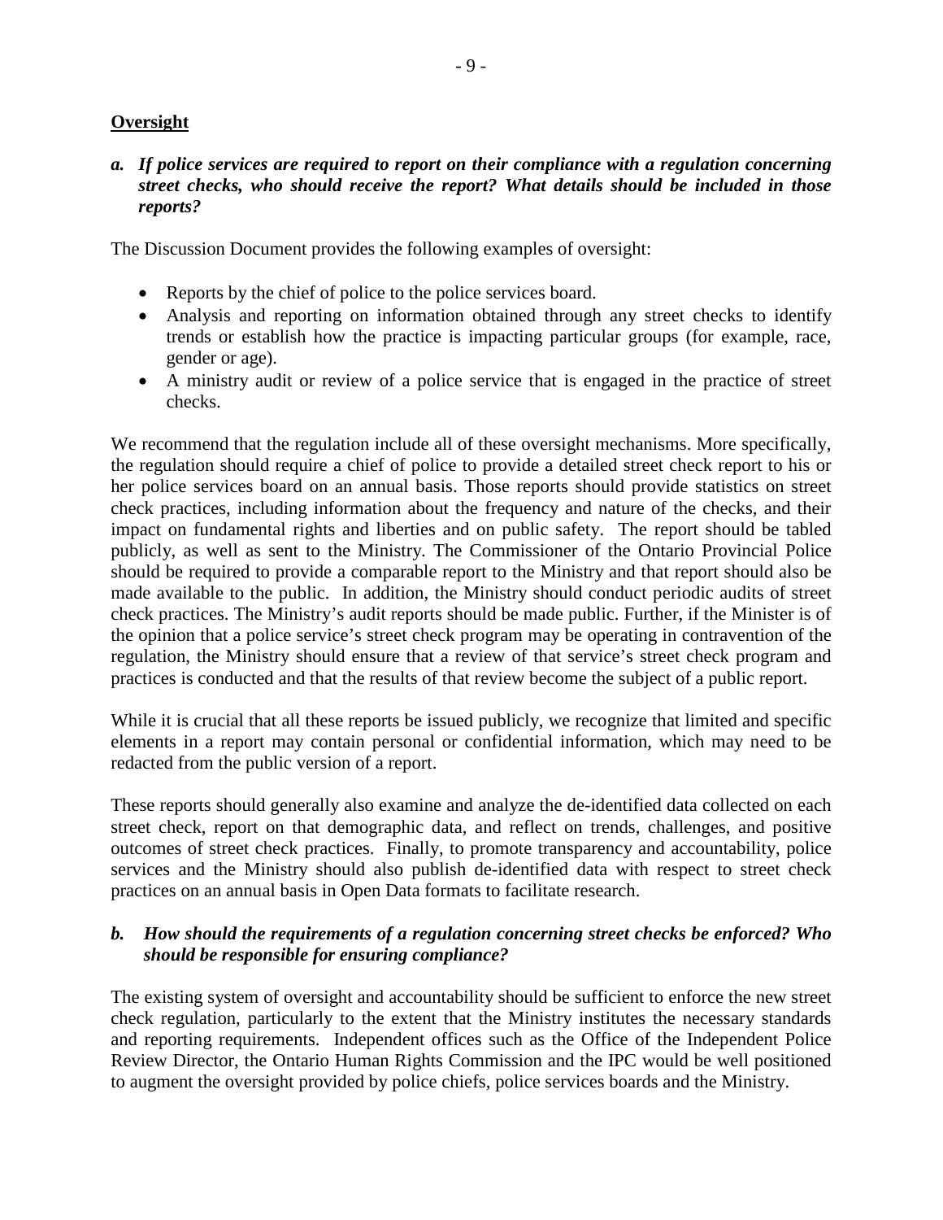**Oversight**

*a. **If police services are required to report on their compliance with a regulation concerning street checks, who should receive the report? What details should be included in those reports?***

The Discussion Document provides the following examples of oversight:

- Reports by the chief of police to the police services board.
- Analysis and reporting on information obtained through any street checks to identify trends or establish how the practice is impacting particular groups (for example, race, gender or age).
- A ministry audit or review of a police service that is engaged in the practice of street checks.

We recommend that the regulation include all of these oversight mechanisms. More specifically, the regulation should require a chief of police to provide a detailed street check report to his or her police services board on an annual basis. Those reports should provide statistics on street check practices, including information about the frequency and nature of the checks, and their impact on fundamental rights and liberties and on public safety. The report should be tabled publicly, as well as sent to the Ministry. The Commissioner of the Ontario Provincial Police should be required to provide a comparable report to the Ministry and that report should also be made available to the public. In addition, the Ministry should conduct periodic audits of street check practices. The Ministry's audit reports should be made public. Further, if the Minister is of the opinion that a police service's street check program may be operating in contravention of the regulation, the Ministry should ensure that a review of that service's street check program and practices is conducted and that the results of that review become the subject of a public report.

While it is crucial that all these reports be issued publicly, we recognize that limited and specific elements in a report may contain personal or confidential information, which may need to be redacted from the public version of a report.

These reports should generally also examine and analyze the de-identified data collected on each street check, report on that demographic data, and reflect on trends, challenges, and positive outcomes of street check practices. Finally, to promote transparency and accountability, police services and the Ministry should also publish de-identified data with respect to street check practices on an annual basis in Open Data formats to facilitate research.

*b. **How should the requirements of a regulation concerning street checks be enforced? Who should be responsible for ensuring compliance?***

The existing system of oversight and accountability should be sufficient to enforce the new street check regulation, particularly to the extent that the Ministry institutes the necessary standards and reporting requirements. Independent offices such as the Office of the Independent Police Review Director, the Ontario Human Rights Commission and the IPC would be well positioned to augment the oversight provided by police chiefs, police services boards and the Ministry.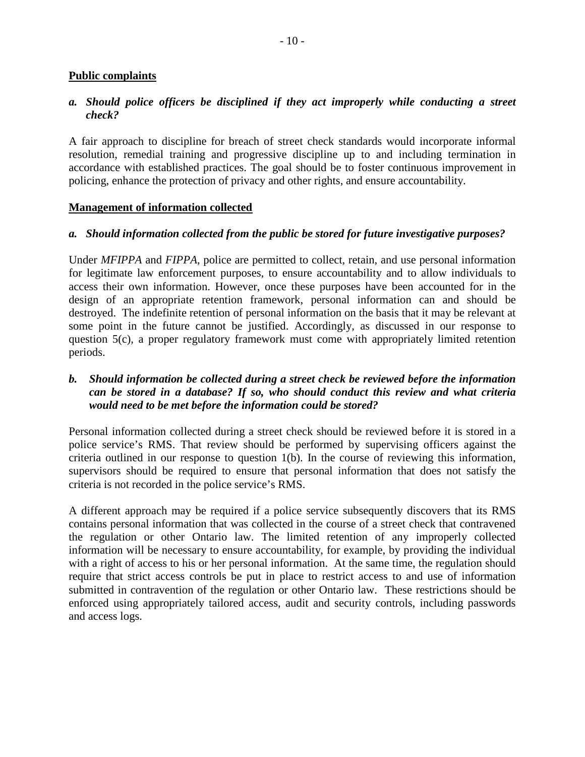**Public complaints**

*a. Should police officers be disciplined if they act improperly while conducting a street check?*

A fair approach to discipline for breach of street check standards would incorporate informal resolution, remedial training and progressive discipline up to and including termination in accordance with established practices. The goal should be to foster continuous improvement in policing, enhance the protection of privacy and other rights, and ensure accountability.

**Management of information collected**

*a. Should information collected from the public be stored for future investigative purposes?*

Under *MFIPPA* and *FIPPA*, police are permitted to collect, retain, and use personal information for legitimate law enforcement purposes, to ensure accountability and to allow individuals to access their own information. However, once these purposes have been accounted for in the design of an appropriate retention framework, personal information can and should be destroyed. The indefinite retention of personal information on the basis that it may be relevant at some point in the future cannot be justified. Accordingly, as discussed in our response to question 5(c), a proper regulatory framework must come with appropriately limited retention periods.

*b. Should information be collected during a street check be reviewed before the information can be stored in a database? If so, who should conduct this review and what criteria would need to be met before the information could be stored?*

Personal information collected during a street check should be reviewed before it is stored in a police service's RMS. That review should be performed by supervising officers against the criteria outlined in our response to question 1(b). In the course of reviewing this information, supervisors should be required to ensure that personal information that does not satisfy the criteria is not recorded in the police service's RMS.

A different approach may be required if a police service subsequently discovers that its RMS contains personal information that was collected in the course of a street check that contravened the regulation or other Ontario law. The limited retention of any improperly collected information will be necessary to ensure accountability, for example, by providing the individual with a right of access to his or her personal information. At the same time, the regulation should require that strict access controls be put in place to restrict access to and use of information submitted in contravention of the regulation or other Ontario law. These restrictions should be enforced using appropriately tailored access, audit and security controls, including passwords and access logs.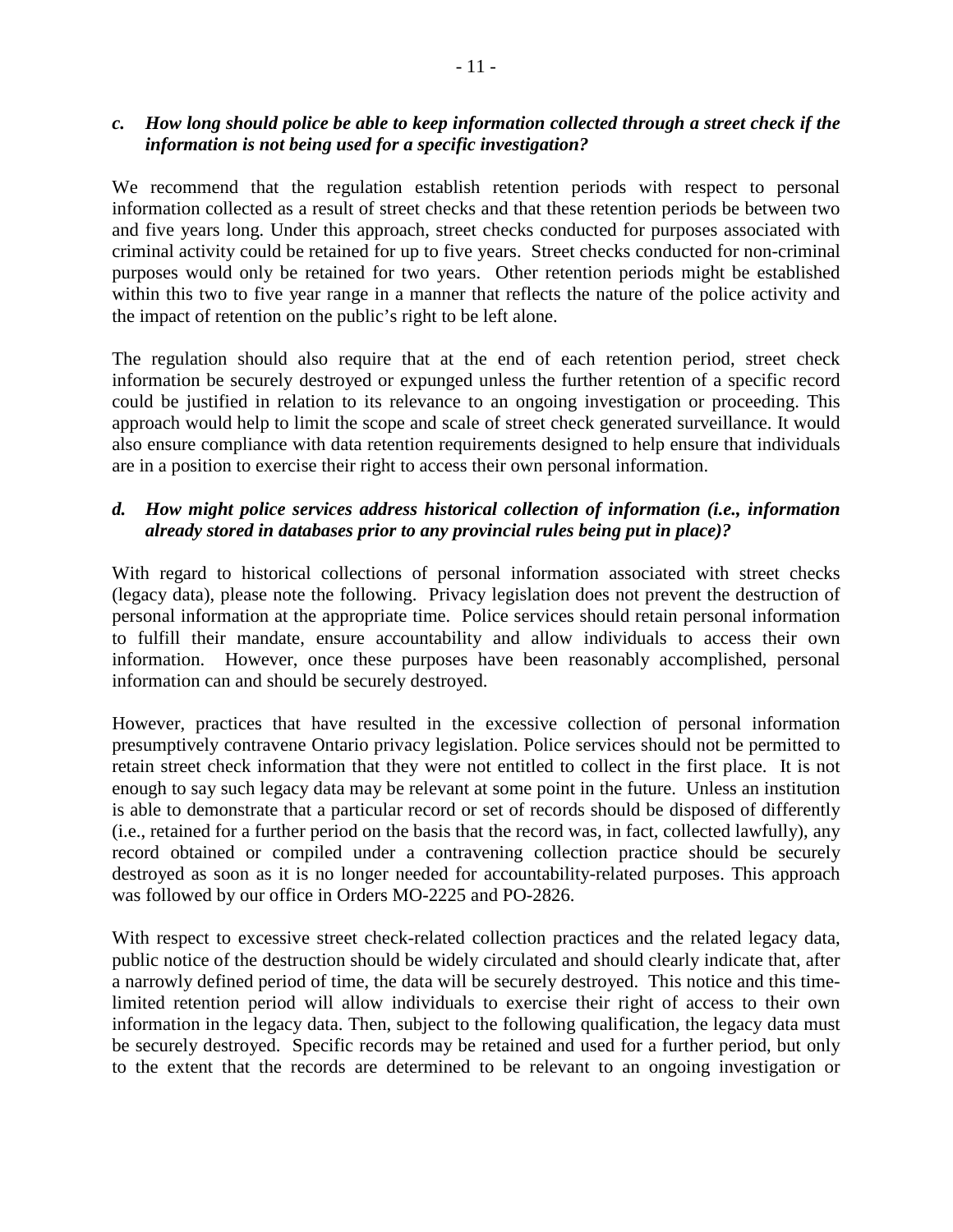### *c. How long should police be able to keep information collected through a street check if the information is not being used for a specific investigation?*

We recommend that the regulation establish retention periods with respect to personal information collected as a result of street checks and that these retention periods be between two and five years long. Under this approach, street checks conducted for purposes associated with criminal activity could be retained for up to five years. Street checks conducted for non-criminal purposes would only be retained for two years. Other retention periods might be established within this two to five year range in a manner that reflects the nature of the police activity and the impact of retention on the public's right to be left alone.

The regulation should also require that at the end of each retention period, street check information be securely destroyed or expunged unless the further retention of a specific record could be justified in relation to its relevance to an ongoing investigation or proceeding. This approach would help to limit the scope and scale of street check generated surveillance. It would also ensure compliance with data retention requirements designed to help ensure that individuals are in a position to exercise their right to access their own personal information.

### *d. How might police services address historical collection of information (i.e., information already stored in databases prior to any provincial rules being put in place)?*

With regard to historical collections of personal information associated with street checks (legacy data), please note the following. Privacy legislation does not prevent the destruction of personal information at the appropriate time. Police services should retain personal information to fulfill their mandate, ensure accountability and allow individuals to access their own information. However, once these purposes have been reasonably accomplished, personal information can and should be securely destroyed.

However, practices that have resulted in the excessive collection of personal information presumptively contravene Ontario privacy legislation. Police services should not be permitted to retain street check information that they were not entitled to collect in the first place. It is not enough to say such legacy data may be relevant at some point in the future. Unless an institution is able to demonstrate that a particular record or set of records should be disposed of differently (i.e., retained for a further period on the basis that the record was, in fact, collected lawfully), any record obtained or compiled under a contravening collection practice should be securely destroyed as soon as it is no longer needed for accountability-related purposes. This approach was followed by our office in Orders MO-2225 and PO-2826.

With respect to excessive street check-related collection practices and the related legacy data, public notice of the destruction should be widely circulated and should clearly indicate that, after a narrowly defined period of time, the data will be securely destroyed. This notice and this time-limited retention period will allow individuals to exercise their right of access to their own information in the legacy data. Then, subject to the following qualification, the legacy data must be securely destroyed. Specific records may be retained and used for a further period, but only to the extent that the records are determined to be relevant to an ongoing investigation or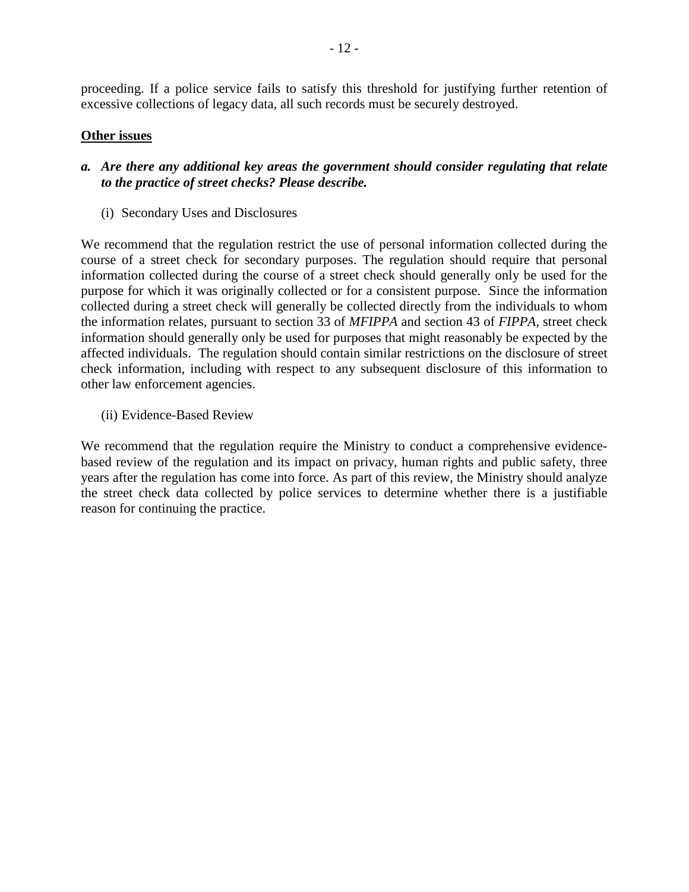proceeding. If a police service fails to satisfy this threshold for justifying further retention of excessive collections of legacy data, all such records must be securely destroyed.

**Other issues**

***a. Are there any additional key areas the government should consider regulating that relate to the practice of street checks? Please describe.***

(i) Secondary Uses and Disclosures

We recommend that the regulation restrict the use of personal information collected during the course of a street check for secondary purposes. The regulation should require that personal information collected during the course of a street check should generally only be used for the purpose for which it was originally collected or for a consistent purpose. Since the information collected during a street check will generally be collected directly from the individuals to whom the information relates, pursuant to section 33 of *MFIPPA* and section 43 of *FIPPA*, street check information should generally only be used for purposes that might reasonably be expected by the affected individuals. The regulation should contain similar restrictions on the disclosure of street check information, including with respect to any subsequent disclosure of this information to other law enforcement agencies.

(ii) Evidence-Based Review

We recommend that the regulation require the Ministry to conduct a comprehensive evidence-based review of the regulation and its impact on privacy, human rights and public safety, three years after the regulation has come into force. As part of this review, the Ministry should analyze the street check data collected by police services to determine whether there is a justifiable reason for continuing the practice.